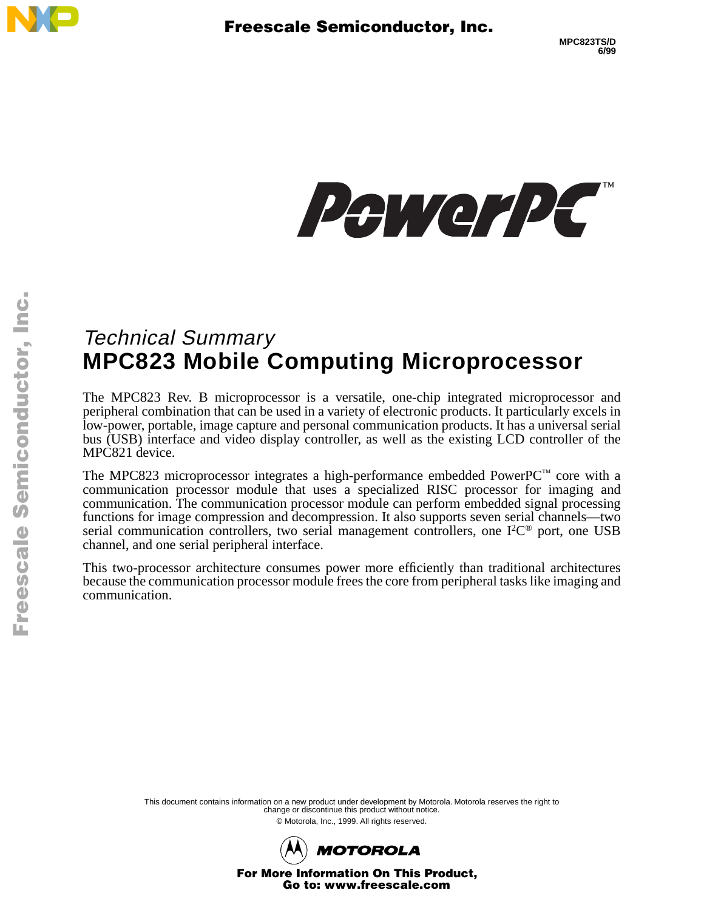MPC823TS/D
6/99

*Technical Summary*

# MPC823 Mobile Computing Microprocessor

The MPC823 Rev. B microprocessor is a versatile, one-chip integrated microprocessor and peripheral combination that can be used in a variety of electronic products. It particularly excels in low-power, portable, image capture and personal communication products. It has a universal serial bus (USB) interface and video display controller, as well as the existing LCD controller of the MPC821 device.

The MPC823 microprocessor integrates a high-performance embedded PowerPC™ core with a communication processor module that uses a specialized RISC processor for imaging and communication. The communication processor module can perform embedded signal processing functions for image compression and decompression. It also supports seven serial channels—two serial communication controllers, two serial management controllers, one I²C® port, one USB channel, and one serial peripheral interface.

This two-processor architecture consumes power more efficiently than traditional architectures because the communication processor module frees the core from peripheral tasks like imaging and communication.

This document contains information on a new product under development by Motorola. Motorola reserves the right to change or discontinue this product without notice.

© Motorola, Inc., 1999. All rights reserved.

MOTOROLA

For More Information On This Product,
Go to: www.freescale.com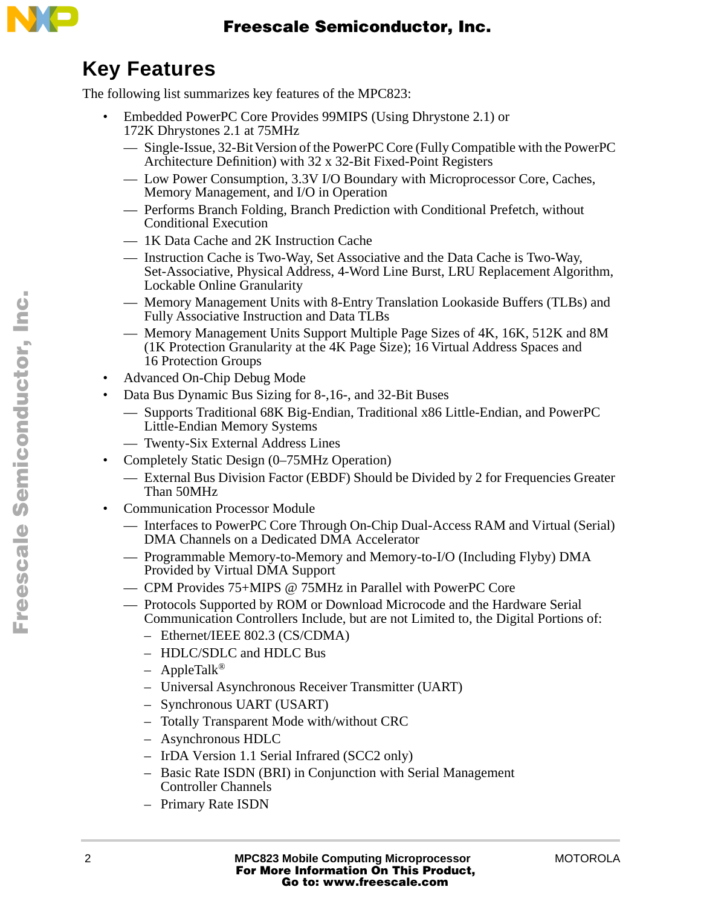## Key Features

The following list summarizes key features of the MPC823:

- Embedded PowerPC Core Provides 99MIPS (Using Dhrystone 2.1) or 172K Dhrystones 2.1 at 75MHz
  - Single-Issue, 32-Bit Version of the PowerPC Core (Fully Compatible with the PowerPC Architecture Definition) with 32 x 32-Bit Fixed-Point Registers
  - Low Power Consumption, 3.3V I/O Boundary with Microprocessor Core, Caches, Memory Management, and I/O in Operation
  - Performs Branch Folding, Branch Prediction with Conditional Prefetch, without Conditional Execution
  - 1K Data Cache and 2K Instruction Cache
  - Instruction Cache is Two-Way, Set Associative and the Data Cache is Two-Way, Set-Associative, Physical Address, 4-Word Line Burst, LRU Replacement Algorithm, Lockable Online Granularity
  - Memory Management Units with 8-Entry Translation Lookaside Buffers (TLBs) and Fully Associative Instruction and Data TLBs
  - Memory Management Units Support Multiple Page Sizes of 4K, 16K, 512K and 8M (1K Protection Granularity at the 4K Page Size); 16 Virtual Address Spaces and 16 Protection Groups
- Advanced On-Chip Debug Mode
- Data Bus Dynamic Bus Sizing for 8-,16-, and 32-Bit Buses
  - Supports Traditional 68K Big-Endian, Traditional x86 Little-Endian, and PowerPC Little-Endian Memory Systems
  - Twenty-Six External Address Lines
- Completely Static Design (0–75MHz Operation)
  - External Bus Division Factor (EBDF) Should be Divided by 2 for Frequencies Greater Than 50MHz
- Communication Processor Module
  - Interfaces to PowerPC Core Through On-Chip Dual-Access RAM and Virtual (Serial) DMA Channels on a Dedicated DMA Accelerator
  - Programmable Memory-to-Memory and Memory-to-I/O (Including Flyby) DMA Provided by Virtual DMA Support
  - CPM Provides 75+MIPS @ 75MHz in Parallel with PowerPC Core
  - Protocols Supported by ROM or Download Microcode and the Hardware Serial Communication Controllers Include, but are not Limited to, the Digital Portions of:
    - Ethernet/IEEE 802.3 (CS/CDMA)
    - HDLC/SDLC and HDLC Bus
    - AppleTalk®
    - Universal Asynchronous Receiver Transmitter (UART)
    - Synchronous UART (USART)
    - Totally Transparent Mode with/without CRC
    - Asynchronous HDLC
    - IrDA Version 1.1 Serial Infrared (SCC2 only)
    - Basic Rate ISDN (BRI) in Conjunction with Serial Management Controller Channels
    - Primary Rate ISDN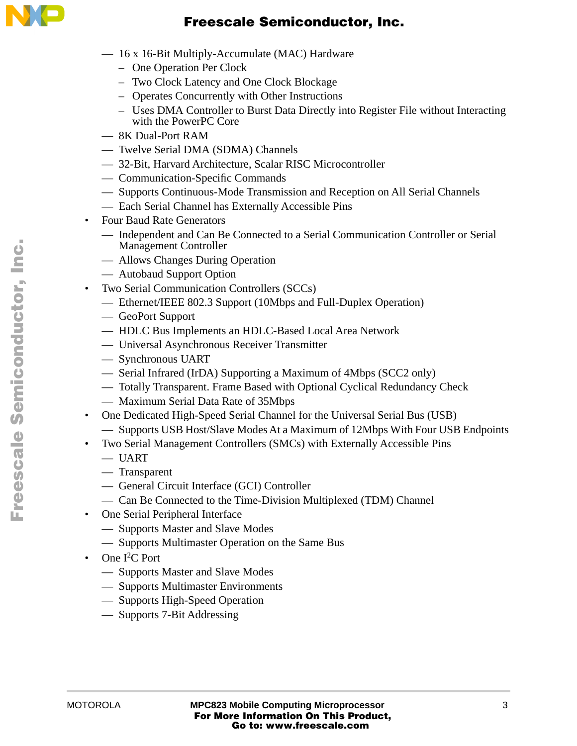- 16 x 16-Bit Multiply-Accumulate (MAC) Hardware
        - One Operation Per Clock
        - Two Clock Latency and One Clock Blockage
        - Operates Concurrently with Other Instructions
        - Uses DMA Controller to Burst Data Directly into Register File without Interacting with the PowerPC Core
    - 8K Dual-Port RAM
    - Twelve Serial DMA (SDMA) Channels
    - 32-Bit, Harvard Architecture, Scalar RISC Microcontroller
    - Communication-Specific Commands
    - Supports Continuous-Mode Transmission and Reception on All Serial Channels
    - Each Serial Channel has Externally Accessible Pins
- Four Baud Rate Generators
    - Independent and Can Be Connected to a Serial Communication Controller or Serial Management Controller
    - Allows Changes During Operation
    - Autobaud Support Option
- Two Serial Communication Controllers (SCCs)
    - Ethernet/IEEE 802.3 Support (10Mbps and Full-Duplex Operation)
    - GeoPort Support
    - HDLC Bus Implements an HDLC-Based Local Area Network
    - Universal Asynchronous Receiver Transmitter
    - Synchronous UART
    - Serial Infrared (IrDA) Supporting a Maximum of 4Mbps (SCC2 only)
    - Totally Transparent. Frame Based with Optional Cyclical Redundancy Check
    - Maximum Serial Data Rate of 35Mbps
- One Dedicated High-Speed Serial Channel for the Universal Serial Bus (USB)
    - Supports USB Host/Slave Modes At a Maximum of 12Mbps With Four USB Endpoints
- Two Serial Management Controllers (SMCs) with Externally Accessible Pins
    - UART
    - Transparent
    - General Circuit Interface (GCI) Controller
    - Can Be Connected to the Time-Division Multiplexed (TDM) Channel
- One Serial Peripheral Interface
    - Supports Master and Slave Modes
    - Supports Multimaster Operation on the Same Bus
- One I$^2$C Port
    - Supports Master and Slave Modes
    - Supports Multimaster Environments
    - Supports High-Speed Operation
    - Supports 7-Bit Addressing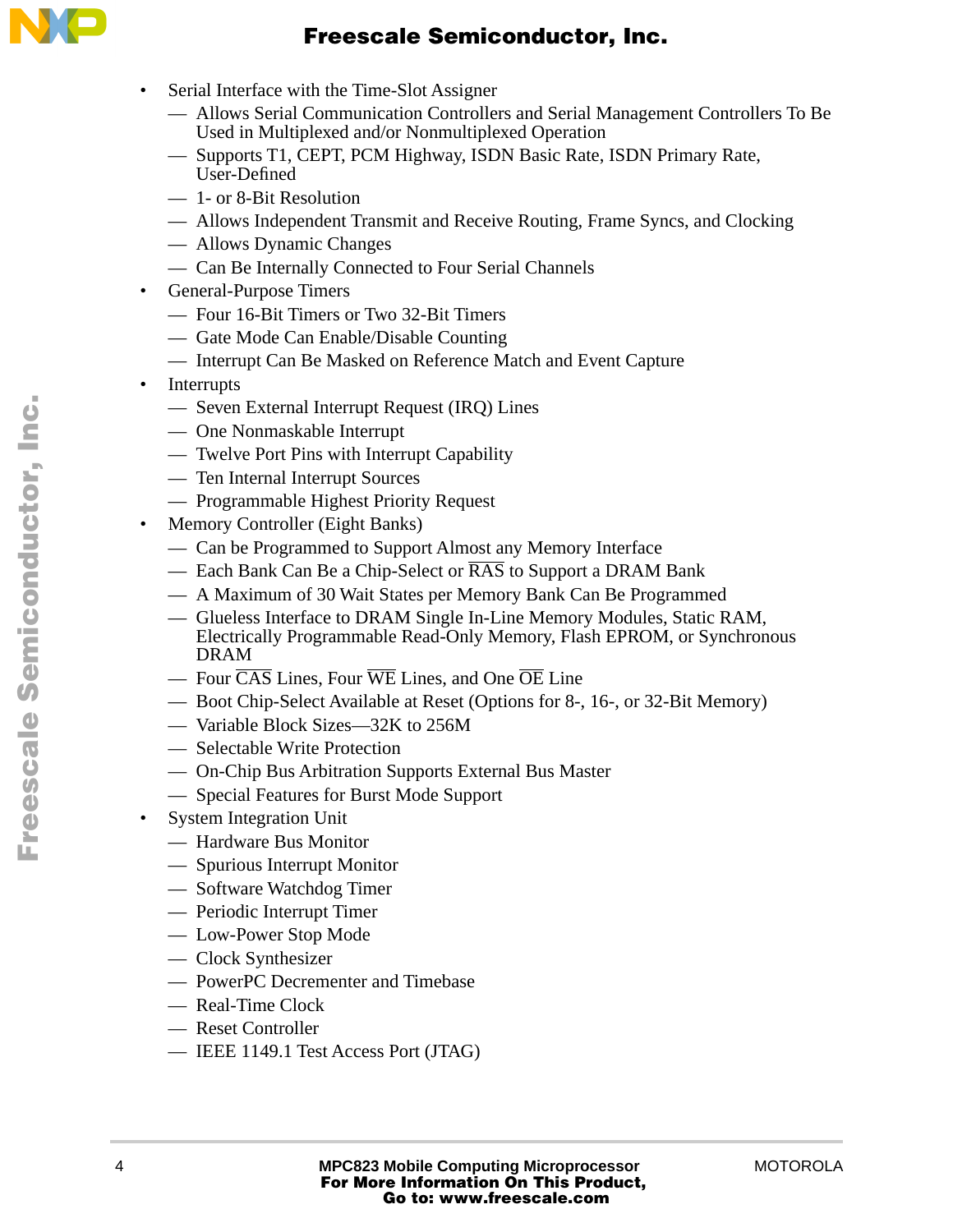- Serial Interface with the Time-Slot Assigner
  - Allows Serial Communication Controllers and Serial Management Controllers To Be Used in Multiplexed and/or Nonmultiplexed Operation
  - Supports T1, CEPT, PCM Highway, ISDN Basic Rate, ISDN Primary Rate, User-Defined
  - 1- or 8-Bit Resolution
  - Allows Independent Transmit and Receive Routing, Frame Syncs, and Clocking
  - Allows Dynamic Changes
  - Can Be Internally Connected to Four Serial Channels
- General-Purpose Timers
  - Four 16-Bit Timers or Two 32-Bit Timers
  - Gate Mode Can Enable/Disable Counting
  - Interrupt Can Be Masked on Reference Match and Event Capture
- Interrupts
  - Seven External Interrupt Request (IRQ) Lines
  - One Nonmaskable Interrupt
  - Twelve Port Pins with Interrupt Capability
  - Ten Internal Interrupt Sources
  - Programmable Highest Priority Request
- Memory Controller (Eight Banks)
  - Can be Programmed to Support Almost any Memory Interface
  - Each Bank Can Be a Chip-Select or $\overline{\text{RAS}}$ to Support a DRAM Bank
  - A Maximum of 30 Wait States per Memory Bank Can Be Programmed
  - Glueless Interface to DRAM Single In-Line Memory Modules, Static RAM, Electrically Programmable Read-Only Memory, Flash EPROM, or Synchronous DRAM
  - Four $\overline{\text{CAS}}$ Lines, Four $\overline{\text{WE}}$ Lines, and One $\overline{\text{OE}}$ Line
  - Boot Chip-Select Available at Reset (Options for 8-, 16-, or 32-Bit Memory)
  - Variable Block Sizes—32K to 256M
  - Selectable Write Protection
  - On-Chip Bus Arbitration Supports External Bus Master
  - Special Features for Burst Mode Support
- System Integration Unit
  - Hardware Bus Monitor
  - Spurious Interrupt Monitor
  - Software Watchdog Timer
  - Periodic Interrupt Timer
  - Low-Power Stop Mode
  - Clock Synthesizer
  - PowerPC Decrementer and Timebase
  - Real-Time Clock
  - Reset Controller
  - IEEE 1149.1 Test Access Port (JTAG)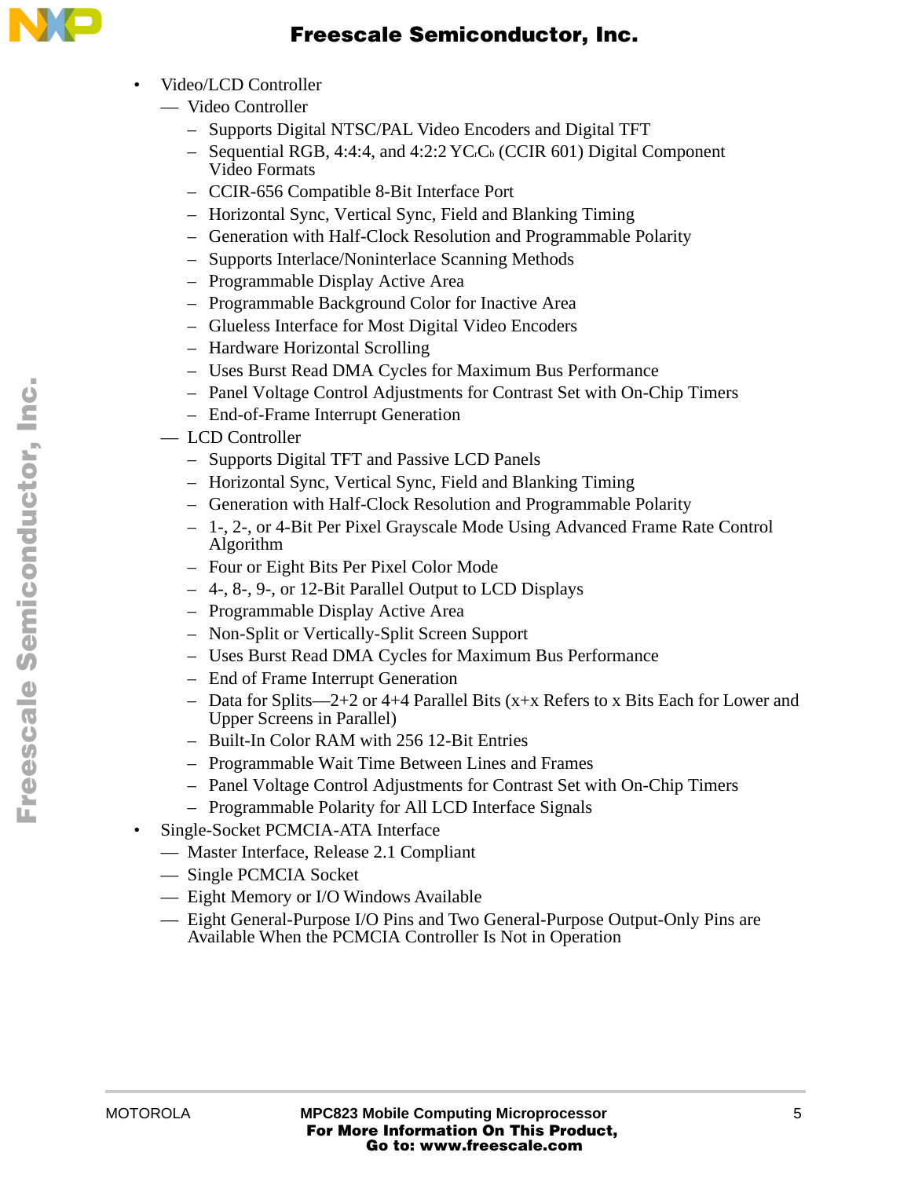- Video/LCD Controller
  - Video Controller
    - Supports Digital NTSC/PAL Video Encoders and Digital TFT
    - Sequential RGB, 4:4:4, and 4:2:2 $YC_rC_b$ (CCIR 601) Digital Component Video Formats
    - CCIR-656 Compatible 8-Bit Interface Port
    - Horizontal Sync, Vertical Sync, Field and Blanking Timing
    - Generation with Half-Clock Resolution and Programmable Polarity
    - Supports Interlace/Noninterlace Scanning Methods
    - Programmable Display Active Area
    - Programmable Background Color for Inactive Area
    - Glueless Interface for Most Digital Video Encoders
    - Hardware Horizontal Scrolling
    - Uses Burst Read DMA Cycles for Maximum Bus Performance
    - Panel Voltage Control Adjustments for Contrast Set with On-Chip Timers
    - End-of-Frame Interrupt Generation
  - LCD Controller
    - Supports Digital TFT and Passive LCD Panels
    - Horizontal Sync, Vertical Sync, Field and Blanking Timing
    - Generation with Half-Clock Resolution and Programmable Polarity
    - 1-, 2-, or 4-Bit Per Pixel Grayscale Mode Using Advanced Frame Rate Control Algorithm
    - Four or Eight Bits Per Pixel Color Mode
    - 4-, 8-, 9-, or 12-Bit Parallel Output to LCD Displays
    - Programmable Display Active Area
    - Non-Split or Vertically-Split Screen Support
    - Uses Burst Read DMA Cycles for Maximum Bus Performance
    - End of Frame Interrupt Generation
    - Data for Splits—2+2 or 4+4 Parallel Bits (x+x Refers to x Bits Each for Lower and Upper Screens in Parallel)
    - Built-In Color RAM with 256 12-Bit Entries
    - Programmable Wait Time Between Lines and Frames
    - Panel Voltage Control Adjustments for Contrast Set with On-Chip Timers
    - Programmable Polarity for All LCD Interface Signals
- Single-Socket PCMCIA-ATA Interface
  - Master Interface, Release 2.1 Compliant
  - Single PCMCIA Socket
  - Eight Memory or I/O Windows Available
  - Eight General-Purpose I/O Pins and Two General-Purpose Output-Only Pins are Available When the PCMCIA Controller Is Not in Operation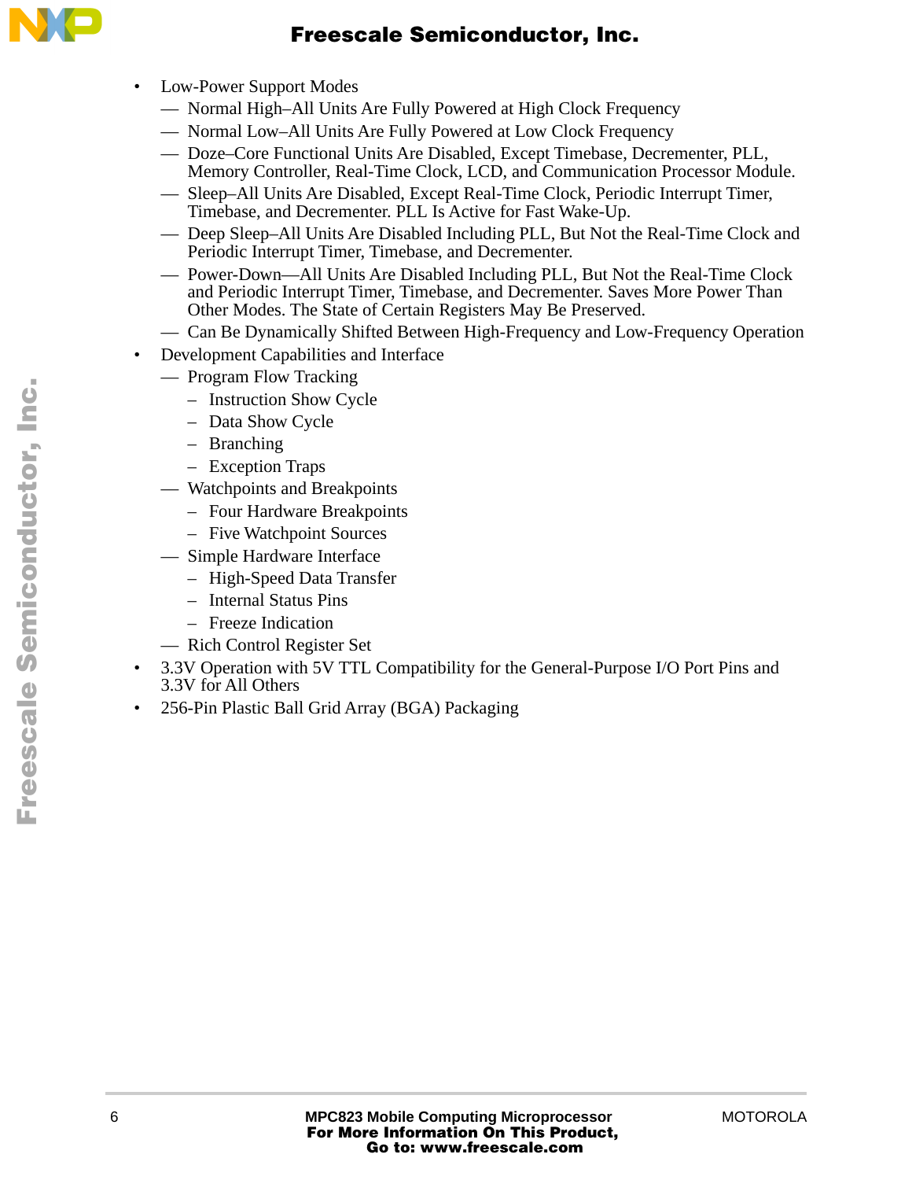- Low-Power Support Modes
  - Normal High–All Units Are Fully Powered at High Clock Frequency
  - Normal Low–All Units Are Fully Powered at Low Clock Frequency
  - Doze–Core Functional Units Are Disabled, Except Timebase, Decrementer, PLL, Memory Controller, Real-Time Clock, LCD, and Communication Processor Module.
  - Sleep–All Units Are Disabled, Except Real-Time Clock, Periodic Interrupt Timer, Timebase, and Decrementer. PLL Is Active for Fast Wake-Up.
  - Deep Sleep–All Units Are Disabled Including PLL, But Not the Real-Time Clock and Periodic Interrupt Timer, Timebase, and Decrementer.
  - Power-Down—All Units Are Disabled Including PLL, But Not the Real-Time Clock and Periodic Interrupt Timer, Timebase, and Decrementer. Saves More Power Than Other Modes. The State of Certain Registers May Be Preserved.
  - Can Be Dynamically Shifted Between High-Frequency and Low-Frequency Operation
- Development Capabilities and Interface
  - Program Flow Tracking
    - Instruction Show Cycle
    - Data Show Cycle
    - Branching
    - Exception Traps
  - Watchpoints and Breakpoints
    - Four Hardware Breakpoints
    - Five Watchpoint Sources
  - Simple Hardware Interface
    - High-Speed Data Transfer
    - Internal Status Pins
    - Freeze Indication
  - Rich Control Register Set
- 3.3V Operation with 5V TTL Compatibility for the General-Purpose I/O Port Pins and 3.3V for All Others
- 256-Pin Plastic Ball Grid Array (BGA) Packaging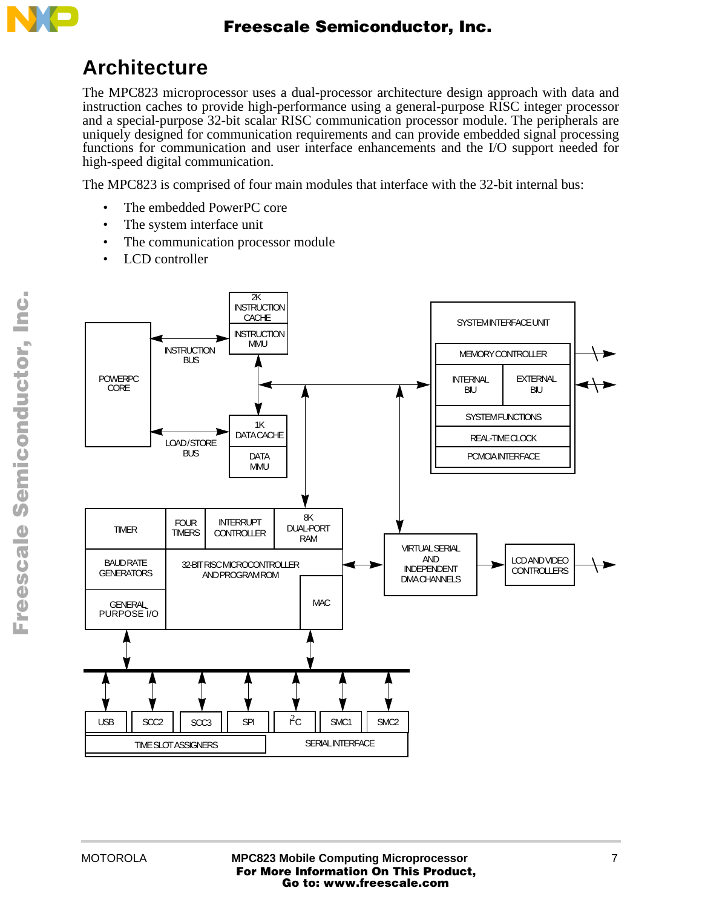## Architecture

The MPC823 microprocessor uses a dual-processor architecture design approach with data and instruction caches to provide high-performance using a general-purpose RISC integer processor and a special-purpose 32-bit scalar RISC communication processor module. The peripherals are uniquely designed for communication requirements and can provide embedded signal processing functions for communication and user interface enhancements and the I/O support needed for high-speed digital communication.

The MPC823 is comprised of four main modules that interface with the 32-bit internal bus:

- The embedded PowerPC core
- The system interface unit
- The communication processor module
- LCD controller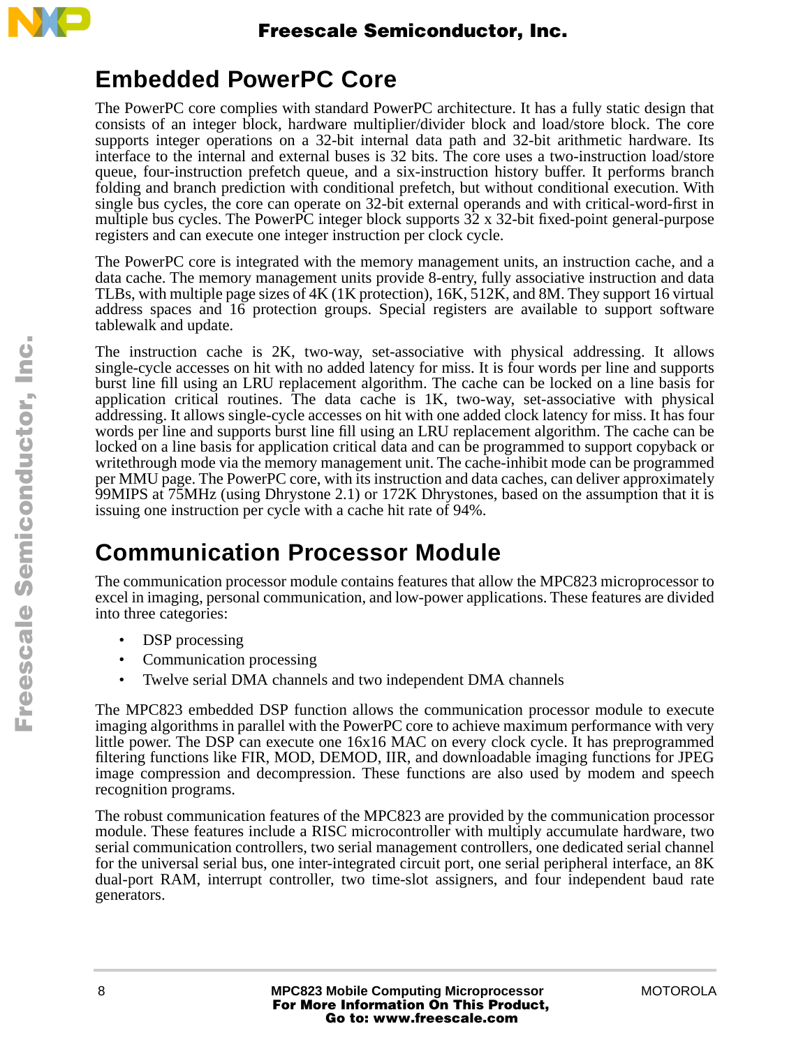## Embedded PowerPC Core

The PowerPC core complies with standard PowerPC architecture. It has a fully static design that consists of an integer block, hardware multiplier/divider block and load/store block. The core supports integer operations on a 32-bit internal data path and 32-bit arithmetic hardware. Its interface to the internal and external buses is 32 bits. The core uses a two-instruction load/store queue, four-instruction prefetch queue, and a six-instruction history buffer. It performs branch folding and branch prediction with conditional prefetch, but without conditional execution. With single bus cycles, the core can operate on 32-bit external operands and with critical-word-first in multiple bus cycles. The PowerPC integer block supports 32 x 32-bit fixed-point general-purpose registers and can execute one integer instruction per clock cycle.

The PowerPC core is integrated with the memory management units, an instruction cache, and a data cache. The memory management units provide 8-entry, fully associative instruction and data TLBs, with multiple page sizes of 4K (1K protection), 16K, 512K, and 8M. They support 16 virtual address spaces and 16 protection groups. Special registers are available to support software tablewalk and update.

The instruction cache is 2K, two-way, set-associative with physical addressing. It allows single-cycle accesses on hit with no added latency for miss. It is four words per line and supports burst line fill using an LRU replacement algorithm. The cache can be locked on a line basis for application critical routines. The data cache is 1K, two-way, set-associative with physical addressing. It allows single-cycle accesses on hit with one added clock latency for miss. It has four words per line and supports burst line fill using an LRU replacement algorithm. The cache can be locked on a line basis for application critical data and can be programmed to support copyback or writethrough mode via the memory management unit. The cache-inhibit mode can be programmed per MMU page. The PowerPC core, with its instruction and data caches, can deliver approximately 99MIPS at 75MHz (using Dhrystone 2.1) or 172K Dhrystones, based on the assumption that it is issuing one instruction per cycle with a cache hit rate of 94%.

## Communication Processor Module

The communication processor module contains features that allow the MPC823 microprocessor to excel in imaging, personal communication, and low-power applications. These features are divided into three categories:

- DSP processing
- Communication processing
- Twelve serial DMA channels and two independent DMA channels

The MPC823 embedded DSP function allows the communication processor module to execute imaging algorithms in parallel with the PowerPC core to achieve maximum performance with very little power. The DSP can execute one 16x16 MAC on every clock cycle. It has preprogrammed filtering functions like FIR, MOD, DEMOD, IIR, and downloadable imaging functions for JPEG image compression and decompression. These functions are also used by modem and speech recognition programs.

The robust communication features of the MPC823 are provided by the communication processor module. These features include a RISC microcontroller with multiply accumulate hardware, two serial communication controllers, two serial management controllers, one dedicated serial channel for the universal serial bus, one inter-integrated circuit port, one serial peripheral interface, an 8K dual-port RAM, interrupt controller, two time-slot assigners, and four independent baud rate generators.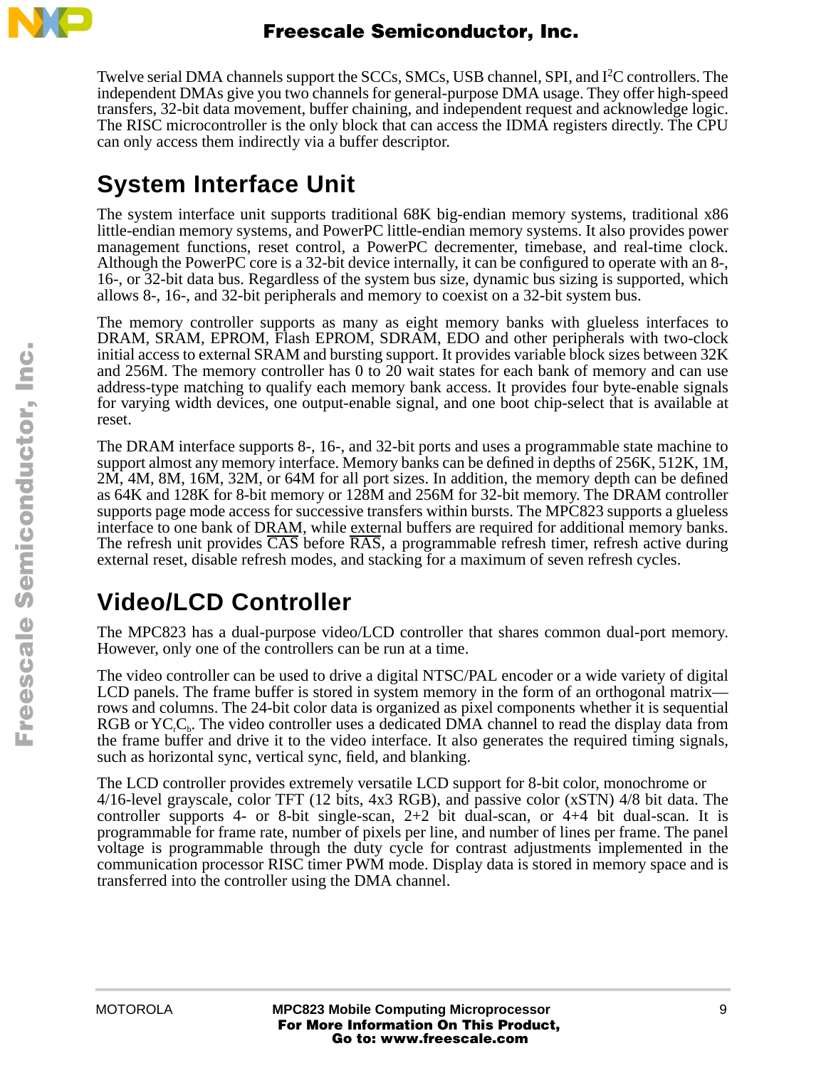Twelve serial DMA channels support the SCCs, SMCs, USB channel, SPI, and I$^2$C controllers. The independent DMAs give you two channels for general-purpose DMA usage. They offer high-speed transfers, 32-bit data movement, buffer chaining, and independent request and acknowledge logic. The RISC microcontroller is the only block that can access the IDMA registers directly. The CPU can only access them indirectly via a buffer descriptor.

## System Interface Unit

The system interface unit supports traditional 68K big-endian memory systems, traditional x86 little-endian memory systems, and PowerPC little-endian memory systems. It also provides power management functions, reset control, a PowerPC decrementer, timebase, and real-time clock. Although the PowerPC core is a 32-bit device internally, it can be configured to operate with an 8-, 16-, or 32-bit data bus. Regardless of the system bus size, dynamic bus sizing is supported, which allows 8-, 16-, and 32-bit peripherals and memory to coexist on a 32-bit system bus.

The memory controller supports as many as eight memory banks with glueless interfaces to DRAM, SRAM, EPROM, Flash EPROM, SDRAM, EDO and other peripherals with two-clock initial access to external SRAM and bursting support. It provides variable block sizes between 32K and 256M. The memory controller has 0 to 20 wait states for each bank of memory and can use address-type matching to qualify each memory bank access. It provides four byte-enable signals for varying width devices, one output-enable signal, and one boot chip-select that is available at reset.

The DRAM interface supports 8-, 16-, and 32-bit ports and uses a programmable state machine to support almost any memory interface. Memory banks can be defined in depths of 256K, 512K, 1M, 2M, 4M, 8M, 16M, 32M, or 64M for all port sizes. In addition, the memory depth can be defined as 64K and 128K for 8-bit memory or 128M and 256M for 32-bit memory. The DRAM controller supports page mode access for successive transfers within bursts. The MPC823 supports a glueless interface to one bank of DRAM, while external buffers are required for additional memory banks. The refresh unit provides $\overline{\text{CAS}}$ before $\overline{\text{RAS}}$, a programmable refresh timer, refresh active during external reset, disable refresh modes, and stacking for a maximum of seven refresh cycles.

## Video/LCD Controller

The MPC823 has a dual-purpose video/LCD controller that shares common dual-port memory. However, only one of the controllers can be run at a time.

The video controller can be used to drive a digital NTSC/PAL encoder or a wide variety of digital LCD panels. The frame buffer is stored in system memory in the form of an orthogonal matrix—rows and columns. The 24-bit color data is organized as pixel components whether it is sequential RGB or $YC_rC_b$. The video controller uses a dedicated DMA channel to read the display data from the frame buffer and drive it to the video interface. It also generates the required timing signals, such as horizontal sync, vertical sync, field, and blanking.

The LCD controller provides extremely versatile LCD support for 8-bit color, monochrome or 4/16-level grayscale, color TFT (12 bits, 4x3 RGB), and passive color (xSTN) 4/8 bit data. The controller supports 4- or 8-bit single-scan, 2+2 bit dual-scan, or 4+4 bit dual-scan. It is programmable for frame rate, number of pixels per line, and number of lines per frame. The panel voltage is programmable through the duty cycle for contrast adjustments implemented in the communication processor RISC timer PWM mode. Display data is stored in memory space and is transferred into the controller using the DMA channel.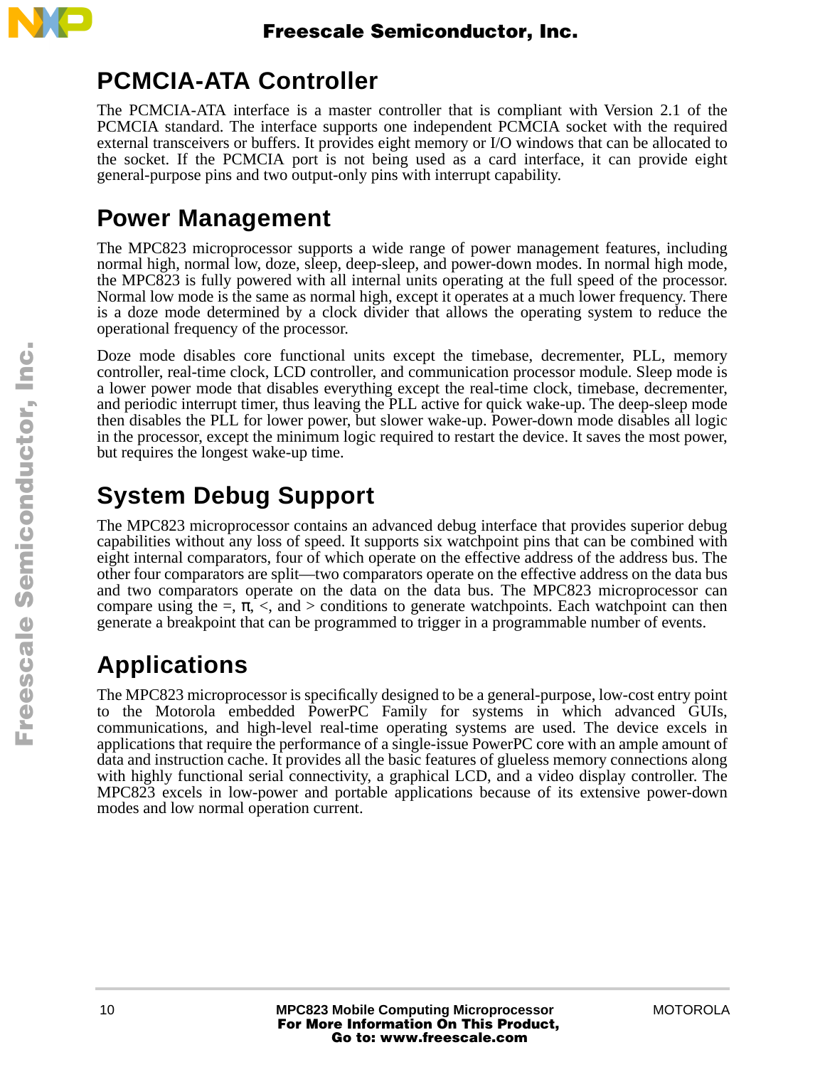## PCMCIA-ATA Controller

The PCMCIA-ATA interface is a master controller that is compliant with Version 2.1 of the PCMCIA standard. The interface supports one independent PCMCIA socket with the required external transceivers or buffers. It provides eight memory or I/O windows that can be allocated to the socket. If the PCMCIA port is not being used as a card interface, it can provide eight general-purpose pins and two output-only pins with interrupt capability.

## Power Management

The MPC823 microprocessor supports a wide range of power management features, including normal high, normal low, doze, sleep, deep-sleep, and power-down modes. In normal high mode, the MPC823 is fully powered with all internal units operating at the full speed of the processor. Normal low mode is the same as normal high, except it operates at a much lower frequency. There is a doze mode determined by a clock divider that allows the operating system to reduce the operational frequency of the processor.

Doze mode disables core functional units except the timebase, decrementer, PLL, memory controller, real-time clock, LCD controller, and communication processor module. Sleep mode is a lower power mode that disables everything except the real-time clock, timebase, decrementer, and periodic interrupt timer, thus leaving the PLL active for quick wake-up. The deep-sleep mode then disables the PLL for lower power, but slower wake-up. Power-down mode disables all logic in the processor, except the minimum logic required to restart the device. It saves the most power, but requires the longest wake-up time.

## System Debug Support

The MPC823 microprocessor contains an advanced debug interface that provides superior debug capabilities without any loss of speed. It supports six watchpoint pins that can be combined with eight internal comparators, four of which operate on the effective address of the address bus. The other four comparators are split—two comparators operate on the effective address on the data bus and two comparators operate on the data on the data bus. The MPC823 microprocessor can compare using the =, π, <, and > conditions to generate watchpoints. Each watchpoint can then generate a breakpoint that can be programmed to trigger in a programmable number of events.

## Applications

The MPC823 microprocessor is specifically designed to be a general-purpose, low-cost entry point to the Motorola embedded PowerPC Family for systems in which advanced GUIs, communications, and high-level real-time operating systems are used. The device excels in applications that require the performance of a single-issue PowerPC core with an ample amount of data and instruction cache. It provides all the basic features of glueless memory connections along with highly functional serial connectivity, a graphical LCD, and a video display controller. The MPC823 excels in low-power and portable applications because of its extensive power-down modes and low normal operation current.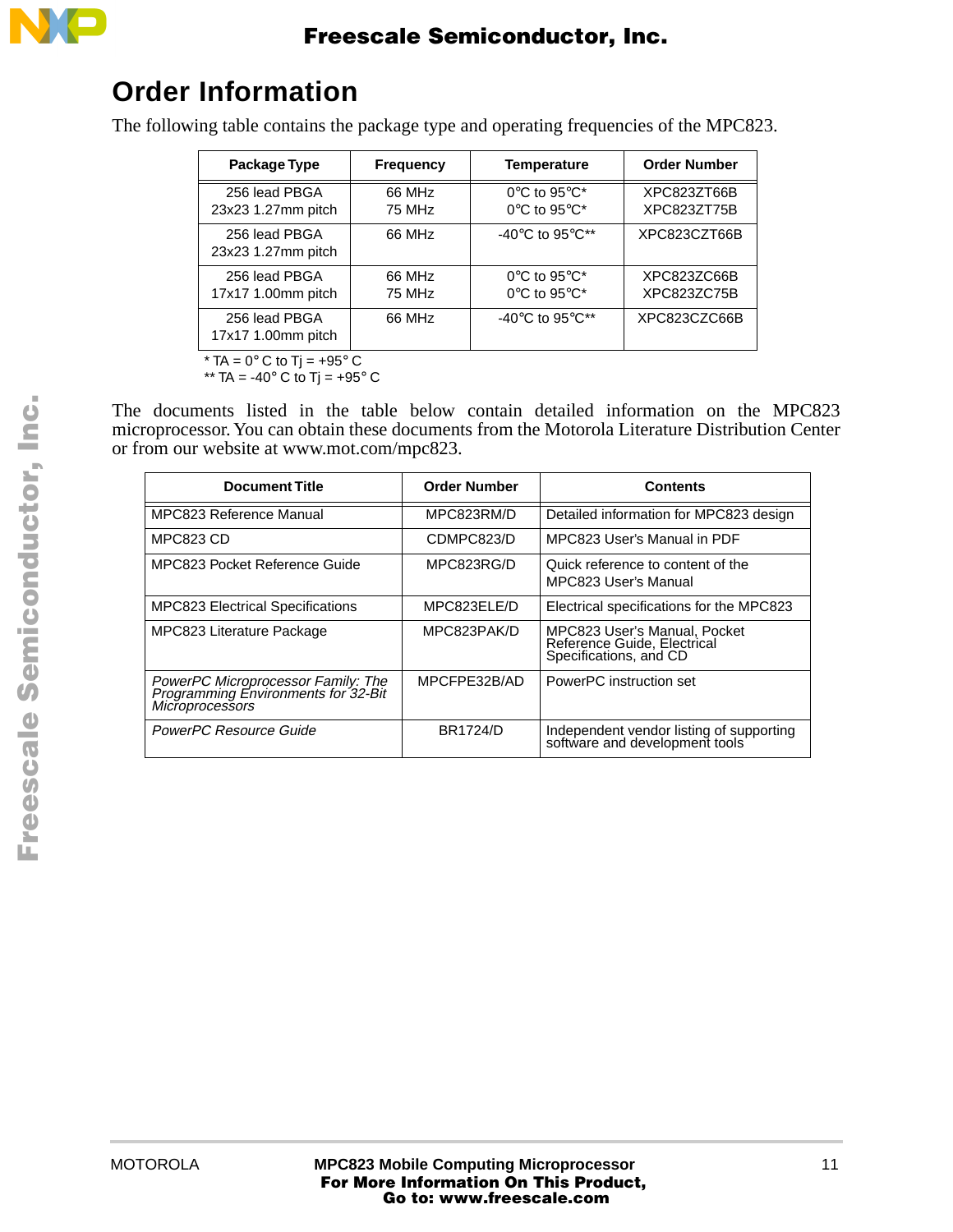# Order Information

The following table contains the package type and operating frequencies of the MPC823.

| Package Type | Frequency | Temperature | Order Number |
|---|---|---|---|
| 256 lead PBGA 23x23 1.27mm pitch | 66 MHz<br>75 MHz | 0°C to 95°C*<br>0°C to 95°C* | XPC823ZT66B<br>XPC823ZT75B |
| 256 lead PBGA 23x23 1.27mm pitch | 66 MHz | -40°C to 95°C** | XPC823CZT66B |
| 256 lead PBGA 17x17 1.00mm pitch | 66 MHz<br>75 MHz | 0°C to 95°C*<br>0°C to 95°C* | XPC823ZC66B<br>XPC823ZC75B |
| 256 lead PBGA 17x17 1.00mm pitch | 66 MHz | -40°C to 95°C** | XPC823CZC66B |

* TA = 0° C to Tj = +95° C
** TA = -40° C to Tj = +95° C

The documents listed in the table below contain detailed information on the MPC823 microprocessor. You can obtain these documents from the Motorola Literature Distribution Center or from our website at www.mot.com/mpc823.

| Document Title | Order Number | Contents |
|---|---|---|
| MPC823 Reference Manual | MPC823RM/D | Detailed information for MPC823 design |
| MPC823 CD | CDMPC823/D | MPC823 User's Manual in PDF |
| MPC823 Pocket Reference Guide | MPC823RG/D | Quick reference to content of the MPC823 User's Manual |
| MPC823 Electrical Specifications | MPC823ELE/D | Electrical specifications for the MPC823 |
| MPC823 Literature Package | MPC823PAK/D | MPC823 User's Manual, Pocket Reference Guide, Electrical Specifications, and CD |
| *PowerPC Microprocessor Family: The Programming Environments for 32-Bit Microprocessors* | MPCFPE32B/AD | PowerPC instruction set |
| *PowerPC Resource Guide* | BR1724/D | Independent vendor listing of supporting software and development tools |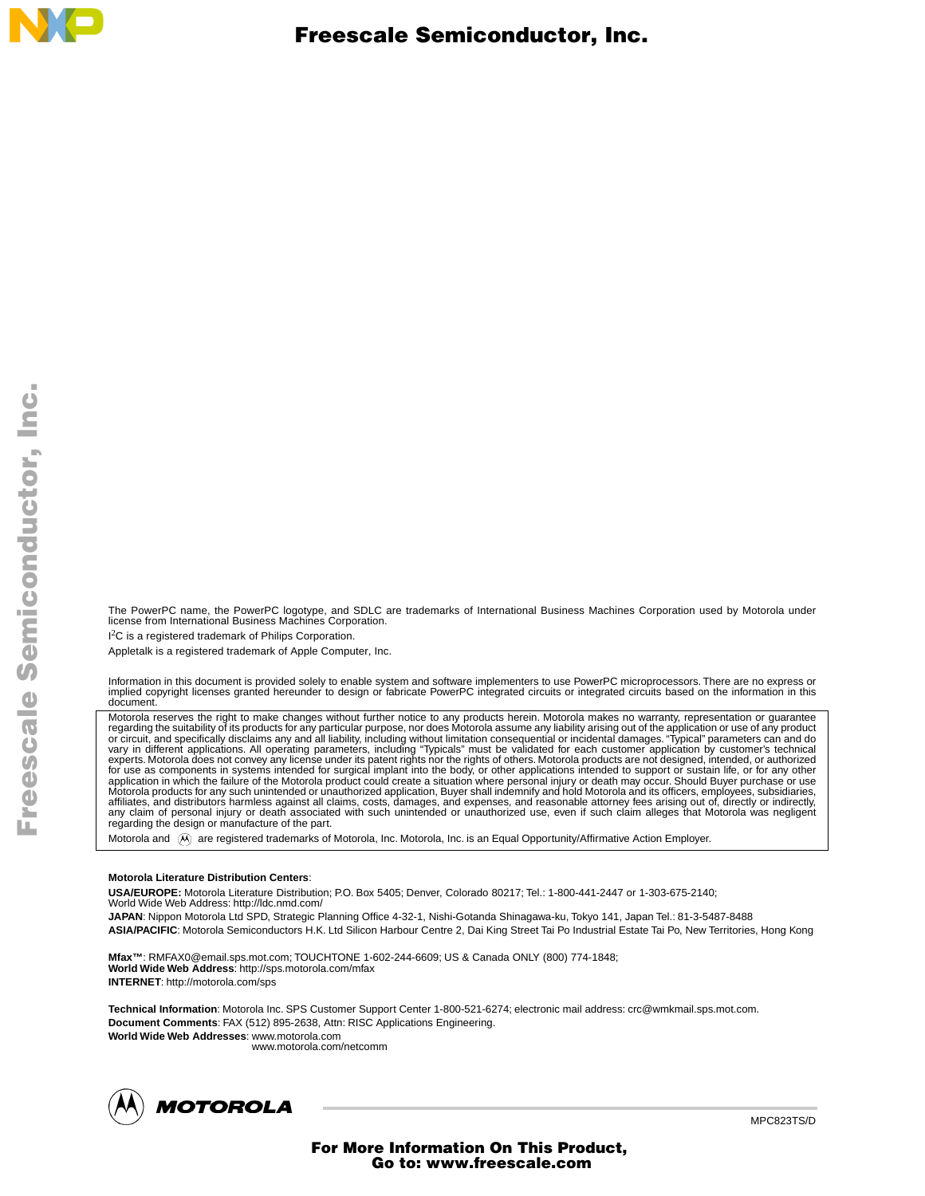The PowerPC name, the PowerPC logotype, and SDLC are trademarks of International Business Machines Corporation used by Motorola under license from International Business Machines Corporation.

$I^2C$ is a registered trademark of Philips Corporation.

Appletalk is a registered trademark of Apple Computer, Inc.

Information in this document is provided solely to enable system and software implementers to use PowerPC microprocessors. There are no express or implied copyright licenses granted hereunder to design or fabricate PowerPC integrated circuits or integrated circuits based on the information in this document.

Motorola reserves the right to make changes without further notice to any products herein. Motorola makes no warranty, representation or guarantee regarding the suitability of its products for any particular purpose, nor does Motorola assume any liability arising out of the application or use of any product or circuit, and specifically disclaims any and all liability, including without limitation consequential or incidental damages. "Typical" parameters can and do vary in different applications. All operating parameters, including "Typicals" must be validated for each customer application by customer's technical experts. Motorola does not convey any license under its patent rights nor the rights of others. Motorola products are not designed, intended, or authorized for use as components in systems intended for surgical implant into the body, or other applications intended to support or sustain life, or for any other application in which the failure of the Motorola product could create a situation where personal injury or death may occur. Should Buyer purchase or use Motorola products for any such unintended or unauthorized application, Buyer shall indemnify and hold Motorola and its officers, employees, subsidiaries, affiliates, and distributors harmless against all claims, costs, damages, and expenses, and reasonable attorney fees arising out of, directly or indirectly, any claim of personal injury or death associated with such unintended or unauthorized use, even if such claim alleges that Motorola was negligent regarding the design or manufacture of the part.

Motorola and Ⓜ are registered trademarks of Motorola, Inc. Motorola, Inc. is an Equal Opportunity/Affirmative Action Employer.

**Motorola Literature Distribution Centers**:

**USA/EUROPE:** Motorola Literature Distribution; P.O. Box 5405; Denver, Colorado 80217; Tel.: 1-800-441-2447 or 1-303-675-2140;
World Wide Web Address: http://ldc.nmd.com/

**JAPAN**: Nippon Motorola Ltd SPD, Strategic Planning Office 4-32-1, Nishi-Gotanda Shinagawa-ku, Tokyo 141, Japan Tel.: 81-3-5487-8488

**ASIA/PACIFIC**: Motorola Semiconductors H.K. Ltd Silicon Harbour Centre 2, Dai King Street Tai Po Industrial Estate Tai Po, New Territories, Hong Kong

**Mfax™**: RMFAX0@email.sps.mot.com; TOUCHTONE 1-602-244-6609; US & Canada ONLY (800) 774-1848;
**World Wide Web Address**: http://sps.motorola.com/mfax
**INTERNET**: http://motorola.com/sps

**Technical Information**: Motorola Inc. SPS Customer Support Center 1-800-521-6274; electronic mail address: crc@wmkmail.sps.mot.com.
**Document Comments**: FAX (512) 895-2638, Attn: RISC Applications Engineering.
**World Wide Web Addresses**: www.motorola.com
www.motorola.com/netcomm

**MOTOROLA**

MPC823TS/D

**For More Information On This Product,
Go to: www.freescale.com**